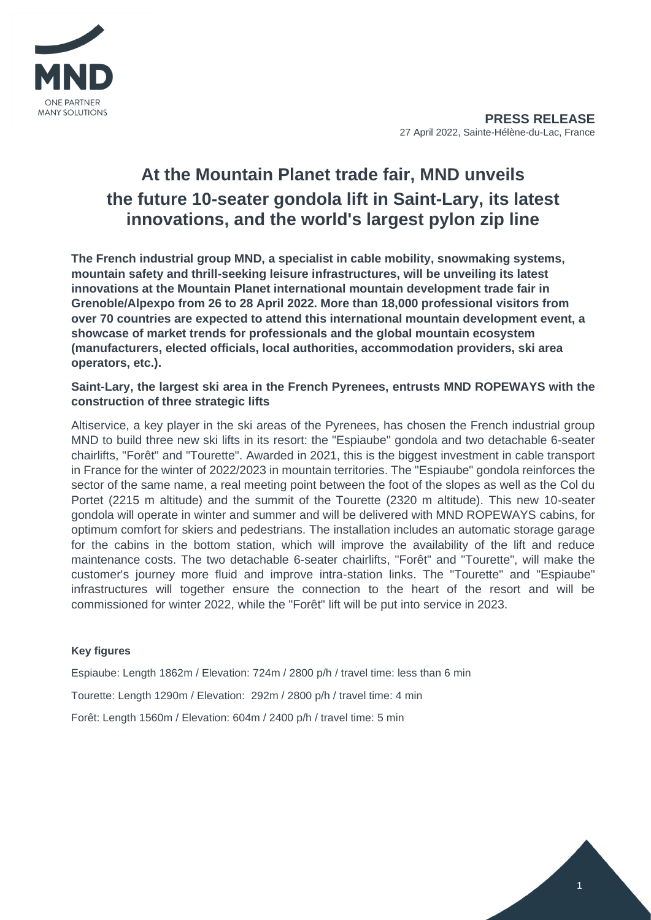**PRESS RELEASE**
27 April 2022, Sainte-Hélène-du-Lac, France

# At the Mountain Planet trade fair, MND unveils the future 10-seater gondola lift in Saint-Lary, its latest innovations, and the world's largest pylon zip line

**The French industrial group MND, a specialist in cable mobility, snowmaking systems, mountain safety and thrill-seeking leisure infrastructures, will be unveiling its latest innovations at the Mountain Planet international mountain development trade fair in Grenoble/Alpexpo from 26 to 28 April 2022. More than 18,000 professional visitors from over 70 countries are expected to attend this international mountain development event, a showcase of market trends for professionals and the global mountain ecosystem (manufacturers, elected officials, local authorities, accommodation providers, ski area operators, etc.).**

## Saint-Lary, the largest ski area in the French Pyrenees, entrusts MND ROPEWAYS with the construction of three strategic lifts

Altiservice, a key player in the ski areas of the Pyrenees, has chosen the French industrial group MND to build three new ski lifts in its resort: the "Espiaube" gondola and two detachable 6-seater chairlifts, "Forêt" and "Tourette". Awarded in 2021, this is the biggest investment in cable transport in France for the winter of 2022/2023 in mountain territories. The "Espiaube" gondola reinforces the sector of the same name, a real meeting point between the foot of the slopes as well as the Col du Portet (2215 m altitude) and the summit of the Tourette (2320 m altitude). This new 10-seater gondola will operate in winter and summer and will be delivered with MND ROPEWAYS cabins, for optimum comfort for skiers and pedestrians. The installation includes an automatic storage garage for the cabins in the bottom station, which will improve the availability of the lift and reduce maintenance costs. The two detachable 6-seater chairlifts, "Forêt" and "Tourette", will make the customer's journey more fluid and improve intra-station links. The "Tourette" and "Espiaube" infrastructures will together ensure the connection to the heart of the resort and will be commissioned for winter 2022, while the "Forêt" lift will be put into service in 2023.

**Key figures**

Espiaube: Length 1862m / Elevation: 724m / 2800 p/h / travel time: less than 6 min

Tourette: Length 1290m / Elevation: 292m / 2800 p/h / travel time: 4 min

Forêt: Length 1560m / Elevation: 604m / 2400 p/h / travel time: 5 min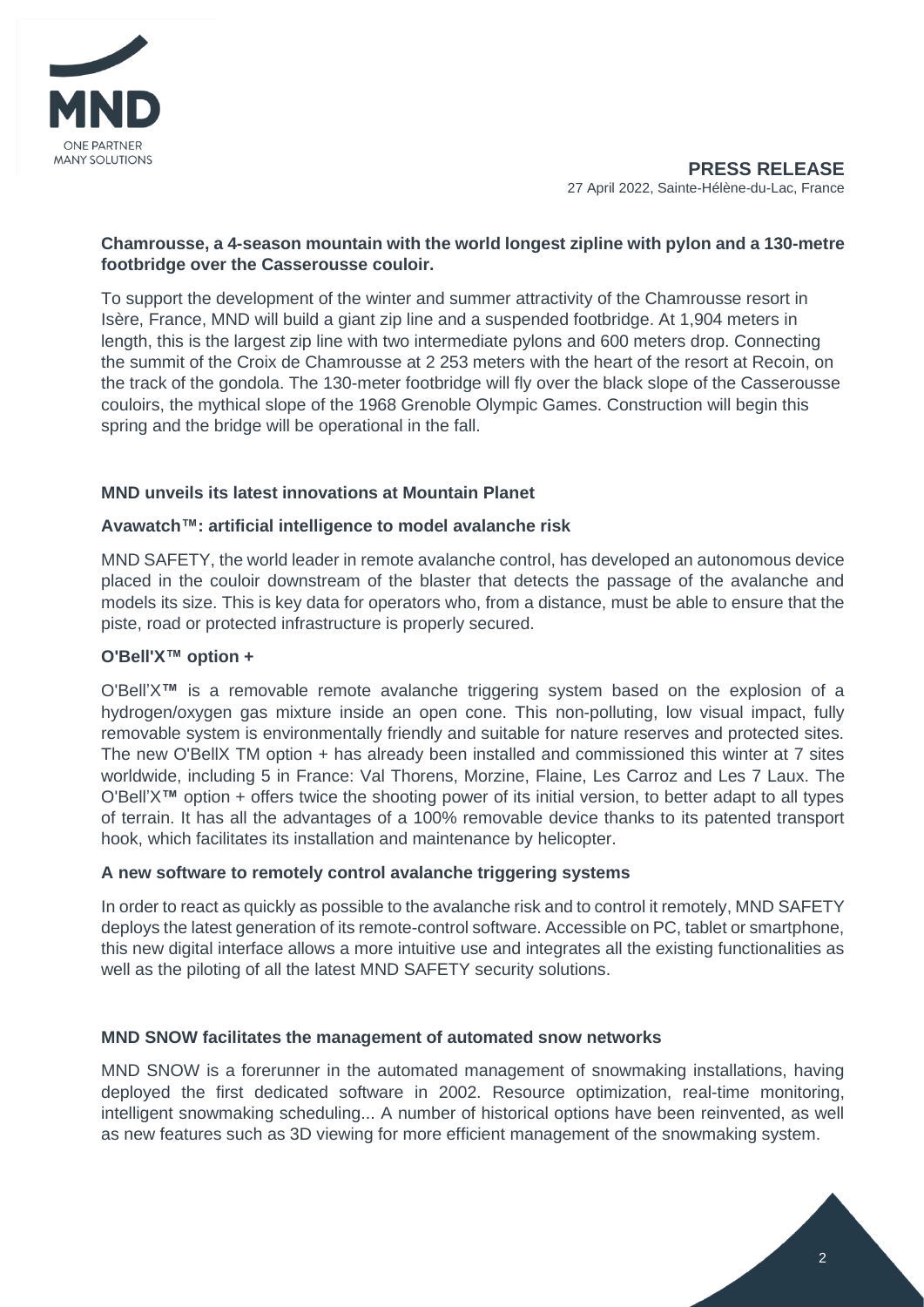**PRESS RELEASE**
27 April 2022, Sainte-Hélène-du-Lac, France

**Chamrousse, a 4-season mountain with the world longest zipline with pylon and a 130-metre footbridge over the Casserousse couloir.**

To support the development of the winter and summer attractivity of the Chamrousse resort in Isère, France, MND will build a giant zip line and a suspended footbridge. At 1,904 meters in length, this is the largest zip line with two intermediate pylons and 600 meters drop. Connecting the summit of the Croix de Chamrousse at 2 253 meters with the heart of the resort at Recoin, on the track of the gondola. The 130-meter footbridge will fly over the black slope of the Casserousse couloirs, the mythical slope of the 1968 Grenoble Olympic Games. Construction will begin this spring and the bridge will be operational in the fall.

**MND unveils its latest innovations at Mountain Planet**

**Avawatch™: artificial intelligence to model avalanche risk**

MND SAFETY, the world leader in remote avalanche control, has developed an autonomous device placed in the couloir downstream of the blaster that detects the passage of the avalanche and models its size. This is key data for operators who, from a distance, must be able to ensure that the piste, road or protected infrastructure is properly secured.

**O'Bell'X™ option +**

O'Bell'X**™** is a removable remote avalanche triggering system based on the explosion of a hydrogen/oxygen gas mixture inside an open cone. This non-polluting, low visual impact, fully removable system is environmentally friendly and suitable for nature reserves and protected sites. The new O'BellX TM option + has already been installed and commissioned this winter at 7 sites worldwide, including 5 in France: Val Thorens, Morzine, Flaine, Les Carroz and Les 7 Laux. The O'Bell'X**™** option + offers twice the shooting power of its initial version, to better adapt to all types of terrain. It has all the advantages of a 100% removable device thanks to its patented transport hook, which facilitates its installation and maintenance by helicopter.

**A new software to remotely control avalanche triggering systems**

In order to react as quickly as possible to the avalanche risk and to control it remotely, MND SAFETY deploys the latest generation of its remote-control software. Accessible on PC, tablet or smartphone, this new digital interface allows a more intuitive use and integrates all the existing functionalities as well as the piloting of all the latest MND SAFETY security solutions.

**MND SNOW facilitates the management of automated snow networks**

MND SNOW is a forerunner in the automated management of snowmaking installations, having deployed the first dedicated software in 2002. Resource optimization, real-time monitoring, intelligent snowmaking scheduling... A number of historical options have been reinvented, as well as new features such as 3D viewing for more efficient management of the snowmaking system.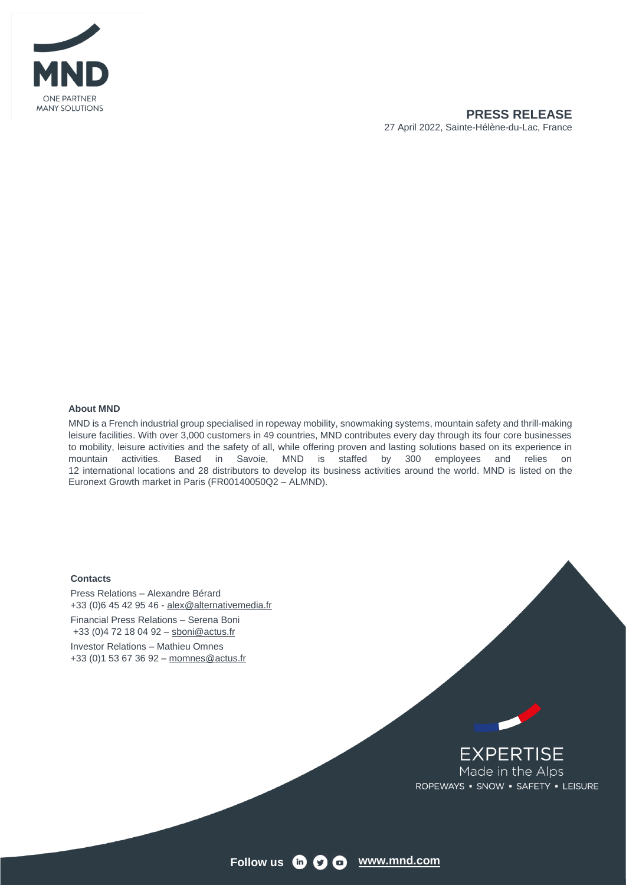**PRESS RELEASE**

27 April 2022, Sainte-Hélène-du-Lac, France

**About MND**

MND is a French industrial group specialised in ropeway mobility, snowmaking systems, mountain safety and thrill-making leisure facilities. With over 3,000 customers in 49 countries, MND contributes every day through its four core businesses to mobility, leisure activities and the safety of all, while offering proven and lasting solutions based on its experience in mountain activities. Based in Savoie, MND is staffed by 300 employees and relies on 12 international locations and 28 distributors to develop its business activities around the world. MND is listed on the Euronext Growth market in Paris (FR00140050Q2 – ALMND).

**Contacts**

Press Relations – Alexandre Bérard
+33 (0)6 45 42 95 46 - alex@alternativemedia.fr

Financial Press Relations – Serena Boni
+33 (0)4 72 18 04 92 – sboni@actus.fr

Investor Relations – Mathieu Omnes
+33 (0)1 53 67 36 92 – momnes@actus.fr

EXPERTISE
Made in the Alps
ROPEWAYS ▪ SNOW ▪ SAFETY ▪ LEISURE

Follow us www.mnd.com